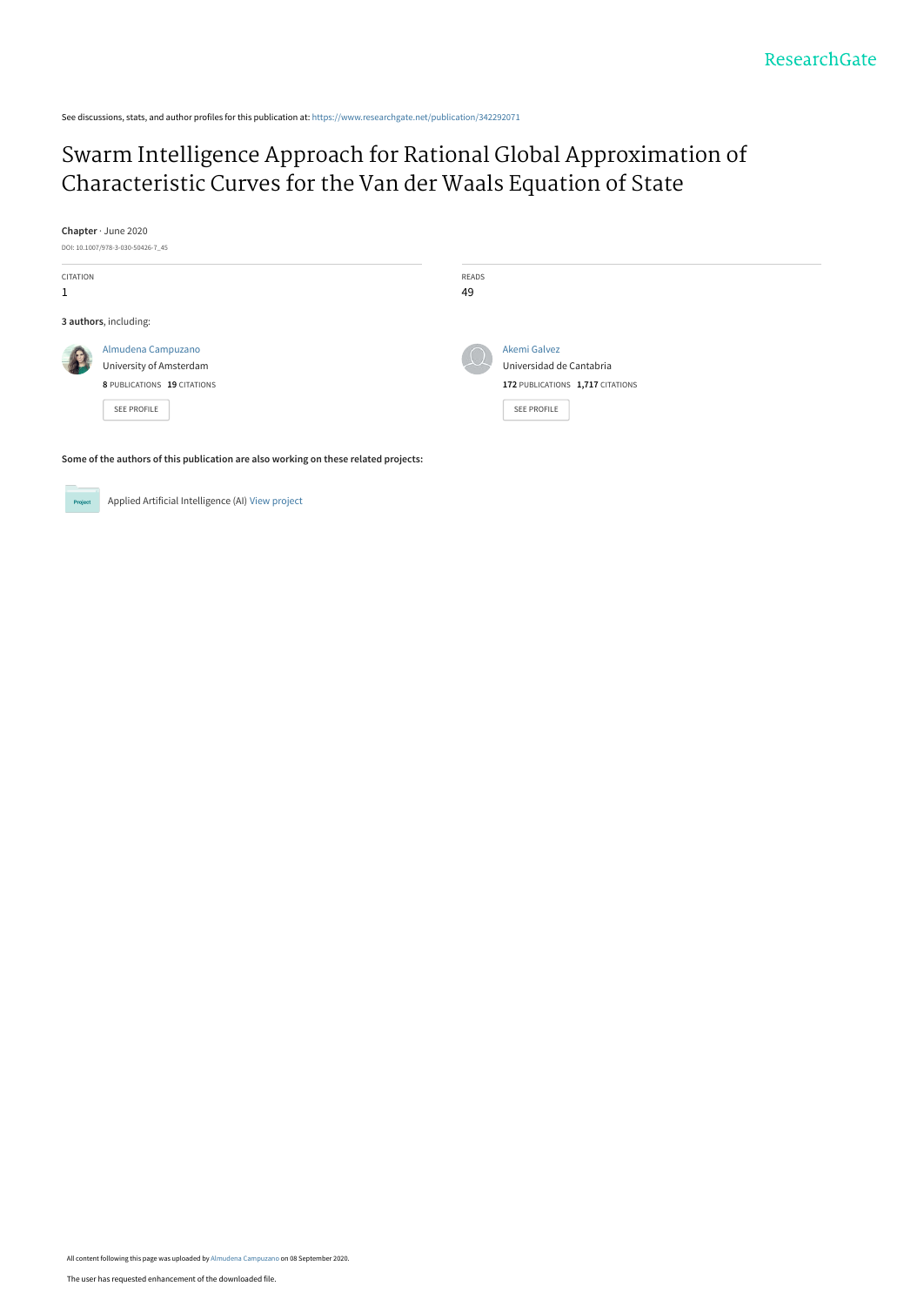See discussions, stats, and author profiles for this publication at: https://www.researchgate.net/publication/342292071

# Swarm Intelligence Approach for Rational Global Approximation of Characteristic Curves for the Van der Waals Equation of State

**Chapter** · June 2020

DOI: 10.1007/978-3-030-50426-7_45

| CITATION | READS |
|---|---|
| 1 | 49 |

**3 authors**, including:

Almudena Campuzano
University of Amsterdam
**8** PUBLICATIONS **19** CITATIONS
SEE PROFILE

Akemi Galvez
Universidad de Cantabria
**172** PUBLICATIONS **1,717** CITATIONS
SEE PROFILE

**Some of the authors of this publication are also working on these related projects:**

Project: Applied Artificial Intelligence (AI) View project

All content following this page was uploaded by Almudena Campuzano on 08 September 2020.

The user has requested enhancement of the downloaded file.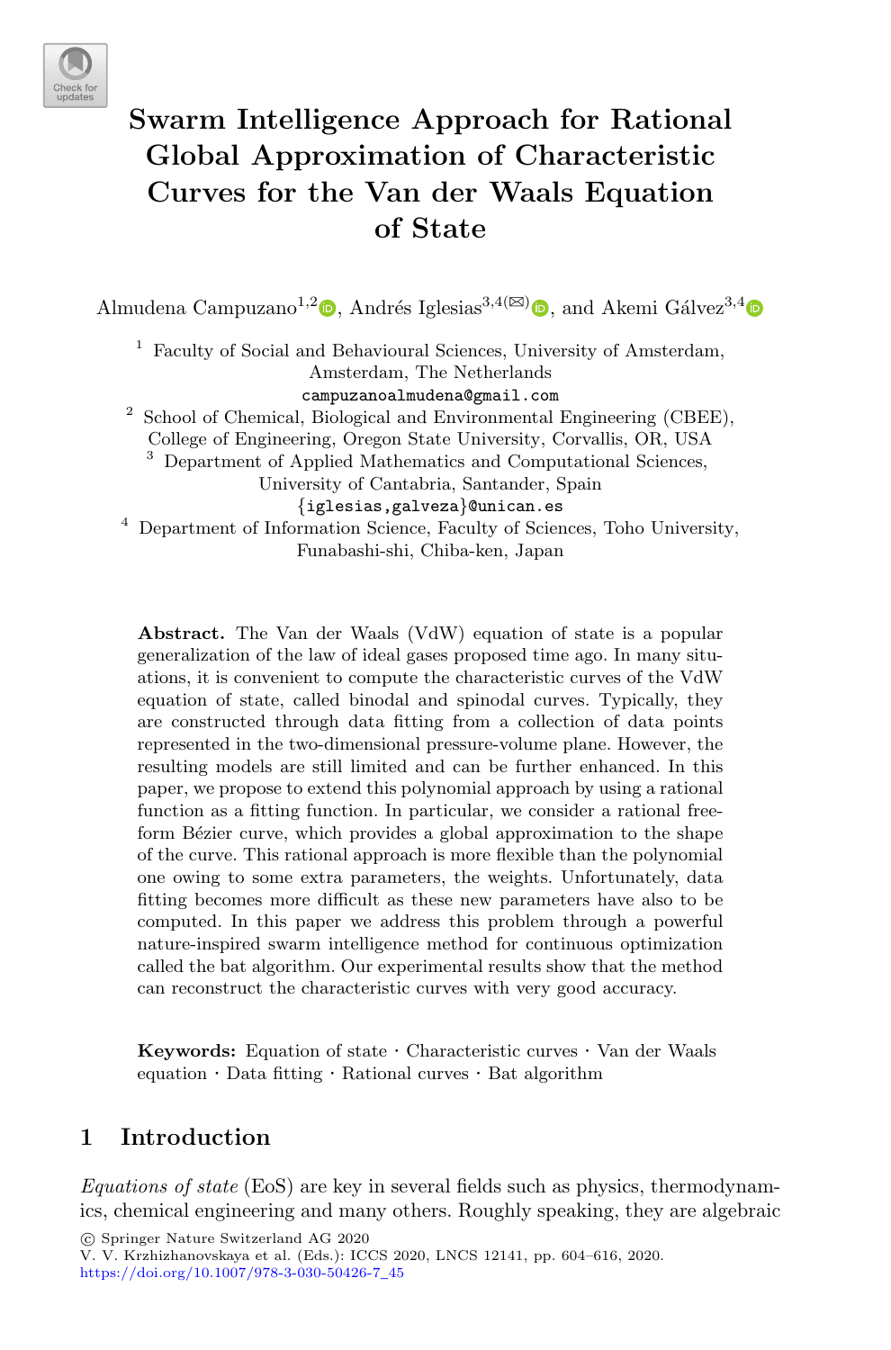# Swarm Intelligence Approach for Rational Global Approximation of Characteristic Curves for the Van der Waals Equation of State

Almudena Campuzano[1,2], Andrés Iglesias[3,4](✉), and Akemi Gálvez[3,4]

[1] Faculty of Social and Behavioural Sciences, University of Amsterdam, Amsterdam, The Netherlands
campuzanoalmudena@gmail.com

[2] School of Chemical, Biological and Environmental Engineering (CBEE), College of Engineering, Oregon State University, Corvallis, OR, USA

[3] Department of Applied Mathematics and Computational Sciences, University of Cantabria, Santander, Spain
{iglesias,galveza}@unican.es

[4] Department of Information Science, Faculty of Sciences, Toho University, Funabashi-shi, Chiba-ken, Japan

**Abstract.** The Van der Waals (VdW) equation of state is a popular generalization of the law of ideal gases proposed time ago. In many situations, it is convenient to compute the characteristic curves of the VdW equation of state, called binodal and spinodal curves. Typically, they are constructed through data fitting from a collection of data points represented in the two-dimensional pressure-volume plane. However, the resulting models are still limited and can be further enhanced. In this paper, we propose to extend this polynomial approach by using a rational function as a fitting function. In particular, we consider a rational free-form Bézier curve, which provides a global approximation to the shape of the curve. This rational approach is more flexible than the polynomial one owing to some extra parameters, the weights. Unfortunately, data fitting becomes more difficult as these new parameters have also to be computed. In this paper we address this problem through a powerful nature-inspired swarm intelligence method for continuous optimization called the bat algorithm. Our experimental results show that the method can reconstruct the characteristic curves with very good accuracy.

**Keywords:** Equation of state · Characteristic curves · Van der Waals equation · Data fitting · Rational curves · Bat algorithm

## 1 Introduction

*Equations of state* (EoS) are key in several fields such as physics, thermodynamics, chemical engineering and many others. Roughly speaking, they are algebraic

© Springer Nature Switzerland AG 2020
V. V. Krzhizhanovskaya et al. (Eds.): ICCS 2020, LNCS 12141, pp. 604–616, 2020.
https://doi.org/10.1007/978-3-030-50426-7_45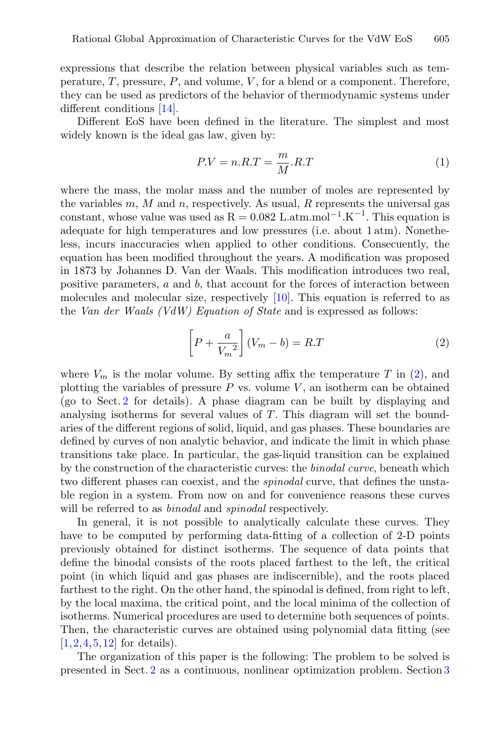expressions that describe the relation between physical variables such as temperature, $T$, pressure, $P$, and volume, $V$, for a blend or a component. Therefore, they can be used as predictors of the behavior of thermodynamic systems under different conditions [14].

Different EoS have been defined in the literature. The simplest and most widely known is the ideal gas law, given by:

$$P.V = n.R.T = \frac{m}{M}.R.T \tag{1}$$

where the mass, the molar mass and the number of moles are represented by the variables $m$, $M$ and $n$, respectively. As usual, $R$ represents the universal gas constant, whose value was used as $\mathrm{R} = 0.082\ \mathrm{L.atm.mol^{-1}.K^{-1}}$. This equation is adequate for high temperatures and low pressures (i.e. about 1 atm). Nonetheless, incurs inaccuracies when applied to other conditions. Consecuently, the equation has been modified throughout the years. A modification was proposed in 1873 by Johannes D. Van der Waals. This modification introduces two real, positive parameters, $a$ and $b$, that account for the forces of interaction between molecules and molecular size, respectively [10]. This equation is referred to as the *Van der Waals (VdW) Equation of State* and is expressed as follows:

$$\left[P + \frac{a}{{V_m}^2}\right](V_m - b) = R.T \tag{2}$$

where $V_m$ is the molar volume. By setting affix the temperature $T$ in (2), and plotting the variables of pressure $P$ vs. volume $V$, an isotherm can be obtained (go to Sect. 2 for details). A phase diagram can be built by displaying and analysing isotherms for several values of $T$. This diagram will set the boundaries of the different regions of solid, liquid, and gas phases. These boundaries are defined by curves of non analytic behavior, and indicate the limit in which phase transitions take place. In particular, the gas-liquid transition can be explained by the construction of the characteristic curves: the *binodal curve*, beneath which two different phases can coexist, and the *spinodal* curve, that defines the unstable region in a system. From now on and for convenience reasons these curves will be referred to as *binodal* and *spinodal* respectively.

In general, it is not possible to analytically calculate these curves. They have to be computed by performing data-fitting of a collection of 2-D points previously obtained for distinct isotherms. The sequence of data points that define the binodal consists of the roots placed farthest to the left, the critical point (in which liquid and gas phases are indiscernible), and the roots placed farthest to the right. On the other hand, the spinodal is defined, from right to left, by the local maxima, the critical point, and the local minima of the collection of isotherms. Numerical procedures are used to determine both sequences of points. Then, the characteristic curves are obtained using polynomial data fitting (see [1,2,4,5,12] for details).

The organization of this paper is the following: The problem to be solved is presented in Sect. 2 as a continuous, nonlinear optimization problem. Section 3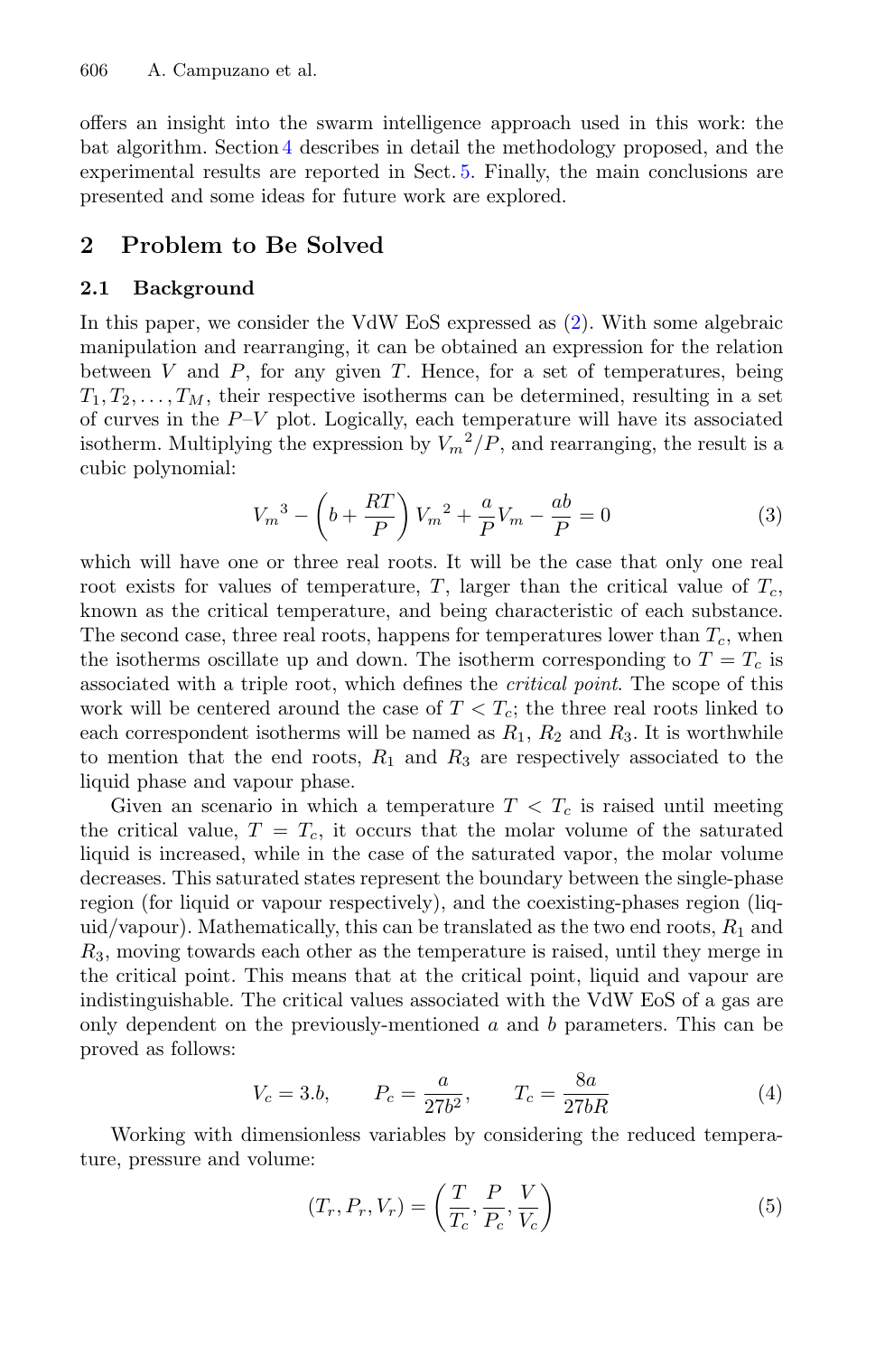offers an insight into the swarm intelligence approach used in this work: the bat algorithm. Section 4 describes in detail the methodology proposed, and the experimental results are reported in Sect. 5. Finally, the main conclusions are presented and some ideas for future work are explored.

## 2 Problem to Be Solved

### 2.1 Background

In this paper, we consider the VdW EoS expressed as (2). With some algebraic manipulation and rearranging, it can be obtained an expression for the relation between $V$ and $P$, for any given $T$. Hence, for a set of temperatures, being $T_1, T_2, \ldots, T_M$, their respective isotherms can be determined, resulting in a set of curves in the $P$–$V$ plot. Logically, each temperature will have its associated isotherm. Multiplying the expression by ${V_m}^2/P$, and rearranging, the result is a cubic polynomial:

$$ {V_m}^3 - \left(b + \frac{RT}{P}\right){V_m}^2 + \frac{a}{P}V_m - \frac{ab}{P} = 0 \tag{3} $$

which will have one or three real roots. It will be the case that only one real root exists for values of temperature, $T$, larger than the critical value of $T_c$, known as the critical temperature, and being characteristic of each substance. The second case, three real roots, happens for temperatures lower than $T_c$, when the isotherms oscillate up and down. The isotherm corresponding to $T = T_c$ is associated with a triple root, which defines the *critical point*. The scope of this work will be centered around the case of $T < T_c$; the three real roots linked to each correspondent isotherms will be named as $R_1$, $R_2$ and $R_3$. It is worthwhile to mention that the end roots, $R_1$ and $R_3$ are respectively associated to the liquid phase and vapour phase.

Given an scenario in which a temperature $T < T_c$ is raised until meeting the critical value, $T = T_c$, it occurs that the molar volume of the saturated liquid is increased, while in the case of the saturated vapor, the molar volume decreases. This saturated states represent the boundary between the single-phase region (for liquid or vapour respectively), and the coexisting-phases region (liquid/vapour). Mathematically, this can be translated as the two end roots, $R_1$ and $R_3$, moving towards each other as the temperature is raised, until they merge in the critical point. This means that at the critical point, liquid and vapour are indistinguishable. The critical values associated with the VdW EoS of a gas are only dependent on the previously-mentioned $a$ and $b$ parameters. This can be proved as follows:

$$ V_c = 3.b, \qquad P_c = \frac{a}{27b^2}, \qquad T_c = \frac{8a}{27bR} \tag{4} $$

Working with dimensionless variables by considering the reduced temperature, pressure and volume:

$$ (T_r, P_r, V_r) = \left(\frac{T}{T_c}, \frac{P}{P_c}, \frac{V}{V_c}\right) \tag{5} $$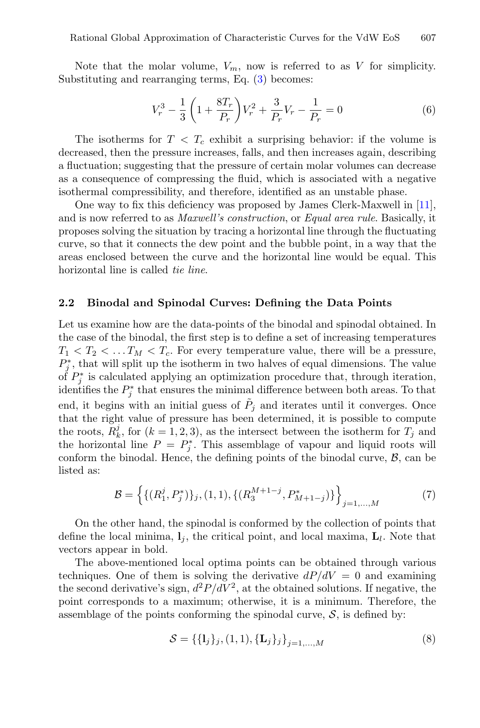Note that the molar volume, $V_m$, now is referred to as $V$ for simplicity. Substituting and rearranging terms, Eq. (3) becomes:

$$V_r^3 - \frac{1}{3}\left(1 + \frac{8T_r}{P_r}\right)V_r^2 + \frac{3}{P_r}V_r - \frac{1}{P_r} = 0 \tag{6}$$

The isotherms for $T < T_c$ exhibit a surprising behavior: if the volume is decreased, then the pressure increases, falls, and then increases again, describing a fluctuation; suggesting that the pressure of certain molar volumes can decrease as a consequence of compressing the fluid, which is associated with a negative isothermal compressibility, and therefore, identified as an unstable phase.

One way to fix this deficiency was proposed by James Clerk-Maxwell in [11], and is now referred to as *Maxwell's construction*, or *Equal area rule*. Basically, it proposes solving the situation by tracing a horizontal line through the fluctuating curve, so that it connects the dew point and the bubble point, in a way that the areas enclosed between the curve and the horizontal line would be equal. This horizontal line is called *tie line*.

### 2.2 Binodal and Spinodal Curves: Defining the Data Points

Let us examine how are the data-points of the binodal and spinodal obtained. In the case of the binodal, the first step is to define a set of increasing temperatures $T_1 < T_2 < \ldots T_M < T_c$. For every temperature value, there will be a pressure, $P_j^*$, that will split up the isotherm in two halves of equal dimensions. The value of $P_j^*$ is calculated applying an optimization procedure that, through iteration, identifies the $P_j^*$ that ensures the minimal difference between both areas. To that end, it begins with an initial guess of $\tilde{P}_j$ and iterates until it converges. Once that the right value of pressure has been determined, it is possible to compute the roots, $R_k^j$, for $(k = 1, 2, 3)$, as the intersect between the isotherm for $T_j$ and the horizontal line $P = P_j^*$. This assemblage of vapour and liquid roots will conform the binodal. Hence, the defining points of the binodal curve, $\mathcal{B}$, can be listed as:

$$\mathcal{B} = \left\{\{(R_1^j, P_j^*)\}_j, (1,1), \{(R_3^{M+1-j}, P_{M+1-j}^*)\}\right\}_{j=1,\ldots,M} \tag{7}$$

On the other hand, the spinodal is conformed by the collection of points that define the local minima, $\mathbf{l}_j$, the critical point, and local maxima, $\mathbf{L}_l$. Note that vectors appear in bold.

The above-mentioned local optima points can be obtained through various techniques. One of them is solving the derivative $dP/dV = 0$ and examining the second derivative's sign, $d^2P/dV^2$, at the obtained solutions. If negative, the point corresponds to a maximum; otherwise, it is a minimum. Therefore, the assemblage of the points conforming the spinodal curve, $\mathcal{S}$, is defined by:

$$\mathcal{S} = \{\{\mathbf{l}_j\}_j, (1,1), \{\mathbf{L}_j\}_j\}_{j=1,\ldots,M} \tag{8}$$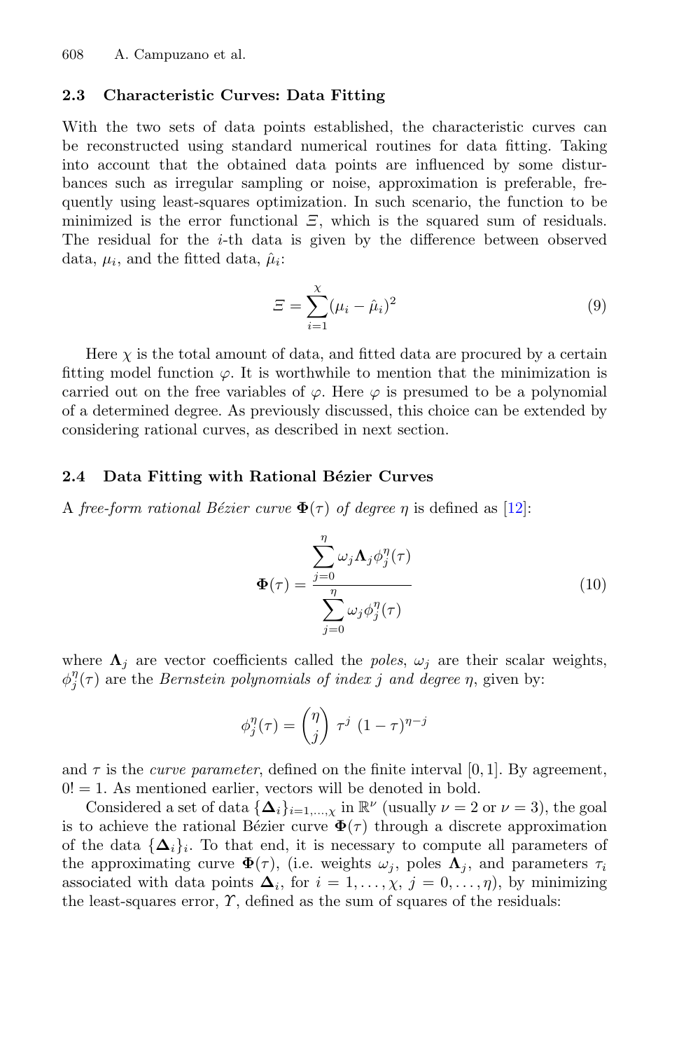### 2.3 Characteristic Curves: Data Fitting

With the two sets of data points established, the characteristic curves can be reconstructed using standard numerical routines for data fitting. Taking into account that the obtained data points are influenced by some disturbances such as irregular sampling or noise, approximation is preferable, frequently using least-squares optimization. In such scenario, the function to be minimized is the error functional $\Xi$, which is the squared sum of residuals. The residual for the $i$-th data is given by the difference between observed data, $\mu_i$, and the fitted data, $\hat{\mu}_i$:

$$\Xi = \sum_{i=1}^{\chi} (\mu_i - \hat{\mu}_i)^2 \tag{9}$$

Here $\chi$ is the total amount of data, and fitted data are procured by a certain fitting model function $\varphi$. It is worthwhile to mention that the minimization is carried out on the free variables of $\varphi$. Here $\varphi$ is presumed to be a polynomial of a determined degree. As previously discussed, this choice can be extended by considering rational curves, as described in next section.

### 2.4 Data Fitting with Rational Bézier Curves

A *free-form rational Bézier curve* $\mathbf{\Phi}(\tau)$ *of degree* $\eta$ is defined as [12]:

$$\mathbf{\Phi}(\tau) = \frac{\displaystyle\sum_{j=0}^{\eta} \omega_j \mathbf{\Lambda}_j \phi_j^{\eta}(\tau)}{\displaystyle\sum_{j=0}^{\eta} \omega_j \phi_j^{\eta}(\tau)} \tag{10}$$

where $\mathbf{\Lambda}_j$ are vector coefficients called the *poles*, $\omega_j$ are their scalar weights, $\phi_j^{\eta}(\tau)$ are the *Bernstein polynomials of index* $j$ *and degree* $\eta$, given by:

$$\phi_j^{\eta}(\tau) = \binom{\eta}{j} \tau^j \, (1-\tau)^{\eta-j}$$

and $\tau$ is the *curve parameter*, defined on the finite interval $[0, 1]$. By agreement, $0! = 1$. As mentioned earlier, vectors will be denoted in bold.

Considered a set of data $\{\mathbf{\Delta}_i\}_{i=1,\ldots,\chi}$ in $\mathbb{R}^{\nu}$ (usually $\nu = 2$ or $\nu = 3$), the goal is to achieve the rational Bézier curve $\mathbf{\Phi}(\tau)$ through a discrete approximation of the data $\{\mathbf{\Delta}_i\}_i$. To that end, it is necessary to compute all parameters of the approximating curve $\mathbf{\Phi}(\tau)$, (i.e. weights $\omega_j$, poles $\mathbf{\Lambda}_j$, and parameters $\tau_i$ associated with data points $\mathbf{\Delta}_i$, for $i = 1, \ldots, \chi$, $j = 0, \ldots, \eta$), by minimizing the least-squares error, $\Upsilon$, defined as the sum of squares of the residuals: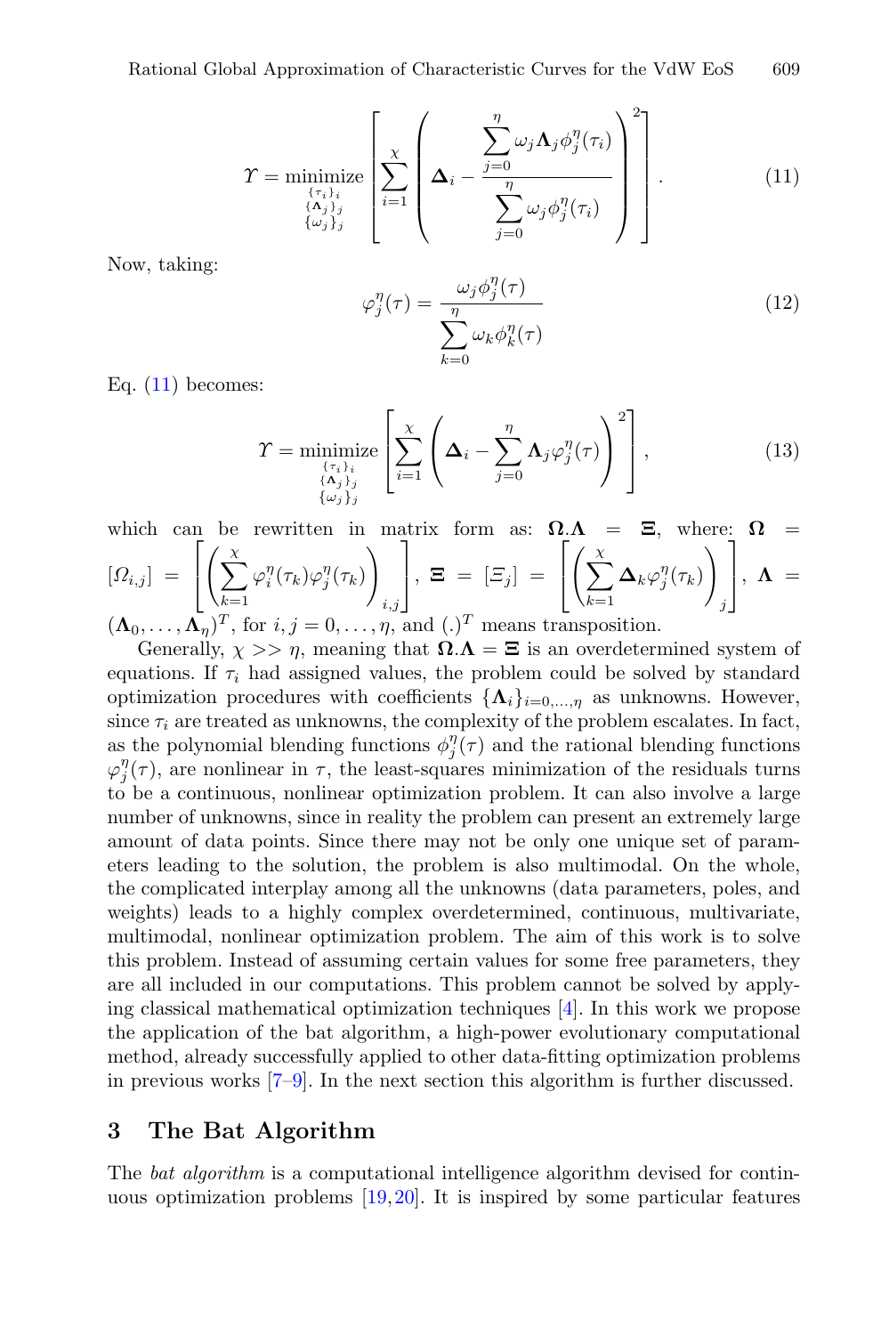$$\Upsilon = \underset{\substack{\{\tau_i\}_i \\ \{\mathbf{\Lambda}_j\}_j \\ \{\omega_j\}_j}}{\text{minimize}} \left[ \sum_{i=1}^{\chi} \left( \mathbf{\Delta}_i - \frac{\sum_{j=0}^{\eta} \omega_j \mathbf{\Lambda}_j \phi_j^{\eta}(\tau_i)}{\sum_{j=0}^{\eta} \omega_j \phi_j^{\eta}(\tau_i)} \right)^2 \right]. \tag{11}$$

Now, taking:

$$\varphi_j^{\eta}(\tau) = \frac{\omega_j \phi_j^{\eta}(\tau)}{\sum_{k=0}^{\eta} \omega_k \phi_k^{\eta}(\tau)} \tag{12}$$

Eq. (11) becomes:

$$\Upsilon = \underset{\substack{\{\tau_i\}_i \\ \{\mathbf{\Lambda}_j\}_j \\ \{\omega_j\}_j}}{\text{minimize}} \left[ \sum_{i=1}^{\chi} \left( \mathbf{\Delta}_i - \sum_{j=0}^{\eta} \mathbf{\Lambda}_j \varphi_j^{\eta}(\tau) \right)^2 \right], \tag{13}$$

which can be rewritten in matrix form as: $\mathbf{\Omega}.\mathbf{\Lambda} = \mathbf{\Xi}$, where: $\mathbf{\Omega} = [\Omega_{i,j}] = \left[ \left( \sum_{k=1}^{\chi} \varphi_i^{\eta}(\tau_k) \varphi_j^{\eta}(\tau_k) \right)_{i,j} \right]$, $\mathbf{\Xi} = [\Xi_j] = \left[ \left( \sum_{k=1}^{\chi} \mathbf{\Delta}_k \varphi_j^{\eta}(\tau_k) \right)_j \right]$, $\mathbf{\Lambda} = (\mathbf{\Lambda}_0, \ldots, \mathbf{\Lambda}_\eta)^T$, for $i, j = 0, \ldots, \eta$, and $(.)^T$ means transposition.

Generally, $\chi >> \eta$, meaning that $\mathbf{\Omega}.\mathbf{\Lambda} = \mathbf{\Xi}$ is an overdetermined system of equations. If $\tau_i$ had assigned values, the problem could be solved by standard optimization procedures with coefficients $\{\mathbf{\Lambda}_i\}_{i=0,\ldots,\eta}$ as unknowns. However, since $\tau_i$ are treated as unknowns, the complexity of the problem escalates. In fact, as the polynomial blending functions $\phi_j^{\eta}(\tau)$ and the rational blending functions $\varphi_j^{\eta}(\tau)$, are nonlinear in $\tau$, the least-squares minimization of the residuals turns to be a continuous, nonlinear optimization problem. It can also involve a large number of unknowns, since in reality the problem can present an extremely large amount of data points. Since there may not be only one unique set of parameters leading to the solution, the problem is also multimodal. On the whole, the complicated interplay among all the unknowns (data parameters, poles, and weights) leads to a highly complex overdetermined, continuous, multivariate, multimodal, nonlinear optimization problem. The aim of this work is to solve this problem. Instead of assuming certain values for some free parameters, they are all included in our computations. This problem cannot be solved by applying classical mathematical optimization techniques [4]. In this work we propose the application of the bat algorithm, a high-power evolutionary computational method, already successfully applied to other data-fitting optimization problems in previous works [7–9]. In the next section this algorithm is further discussed.

## 3 The Bat Algorithm

The *bat algorithm* is a computational intelligence algorithm devised for continuous optimization problems [19,20]. It is inspired by some particular features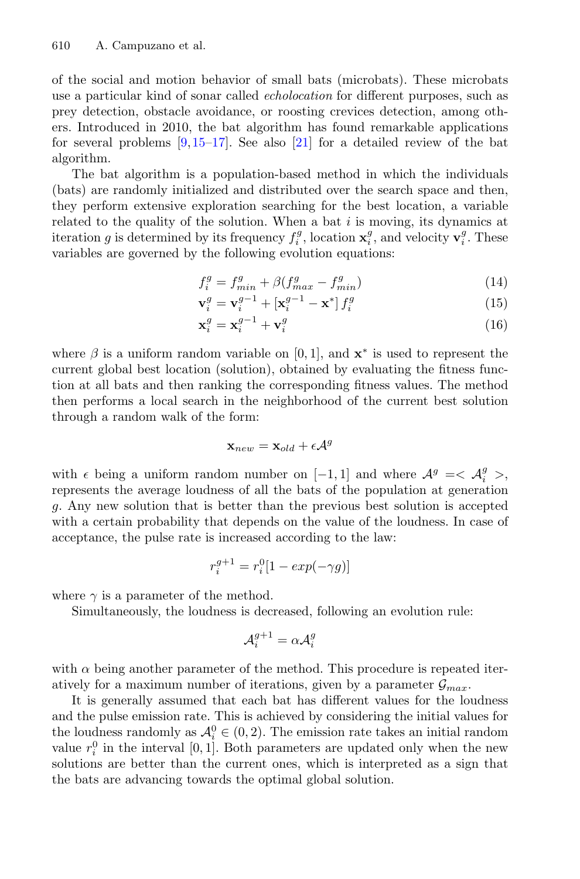of the social and motion behavior of small bats (microbats). These microbats use a particular kind of sonar called *echolocation* for different purposes, such as prey detection, obstacle avoidance, or roosting crevices detection, among others. Introduced in 2010, the bat algorithm has found remarkable applications for several problems [9,15–17]. See also [21] for a detailed review of the bat algorithm.

The bat algorithm is a population-based method in which the individuals (bats) are randomly initialized and distributed over the search space and then, they perform extensive exploration searching for the best location, a variable related to the quality of the solution. When a bat $i$ is moving, its dynamics at iteration $g$ is determined by its frequency $f_i^g$, location $\mathbf{x}_i^g$, and velocity $\mathbf{v}_i^g$. These variables are governed by the following evolution equations:

$$f_i^g = f_{min}^g + \beta(f_{max}^g - f_{min}^g) \tag{14}$$

$$\mathbf{v}_i^g = \mathbf{v}_i^{g-1} + [\mathbf{x}_i^{g-1} - \mathbf{x}^*]\, f_i^g \tag{15}$$

$$\mathbf{x}_i^g = \mathbf{x}_i^{g-1} + \mathbf{v}_i^g \tag{16}$$

where $\beta$ is a uniform random variable on $[0, 1]$, and $\mathbf{x}^*$ is used to represent the current global best location (solution), obtained by evaluating the fitness function at all bats and then ranking the corresponding fitness values. The method then performs a local search in the neighborhood of the current best solution through a random walk of the form:

$$\mathbf{x}_{new} = \mathbf{x}_{old} + \epsilon \mathcal{A}^g$$

with $\epsilon$ being a uniform random number on $[-1, 1]$ and where $\mathcal{A}^g = <\mathcal{A}_i^g>$, represents the average loudness of all the bats of the population at generation $g$. Any new solution that is better than the previous best solution is accepted with a certain probability that depends on the value of the loudness. In case of acceptance, the pulse rate is increased according to the law:

$$r_i^{g+1} = r_i^0[1 - exp(-\gamma g)]$$

where $\gamma$ is a parameter of the method.

Simultaneously, the loudness is decreased, following an evolution rule:

$$\mathcal{A}_i^{g+1} = \alpha \mathcal{A}_i^g$$

with $\alpha$ being another parameter of the method. This procedure is repeated iteratively for a maximum number of iterations, given by a parameter $\mathcal{G}_{max}$.

It is generally assumed that each bat has different values for the loudness and the pulse emission rate. This is achieved by considering the initial values for the loudness randomly as $\mathcal{A}_i^0 \in (0, 2)$. The emission rate takes an initial random value $r_i^0$ in the interval $[0, 1]$. Both parameters are updated only when the new solutions are better than the current ones, which is interpreted as a sign that the bats are advancing towards the optimal global solution.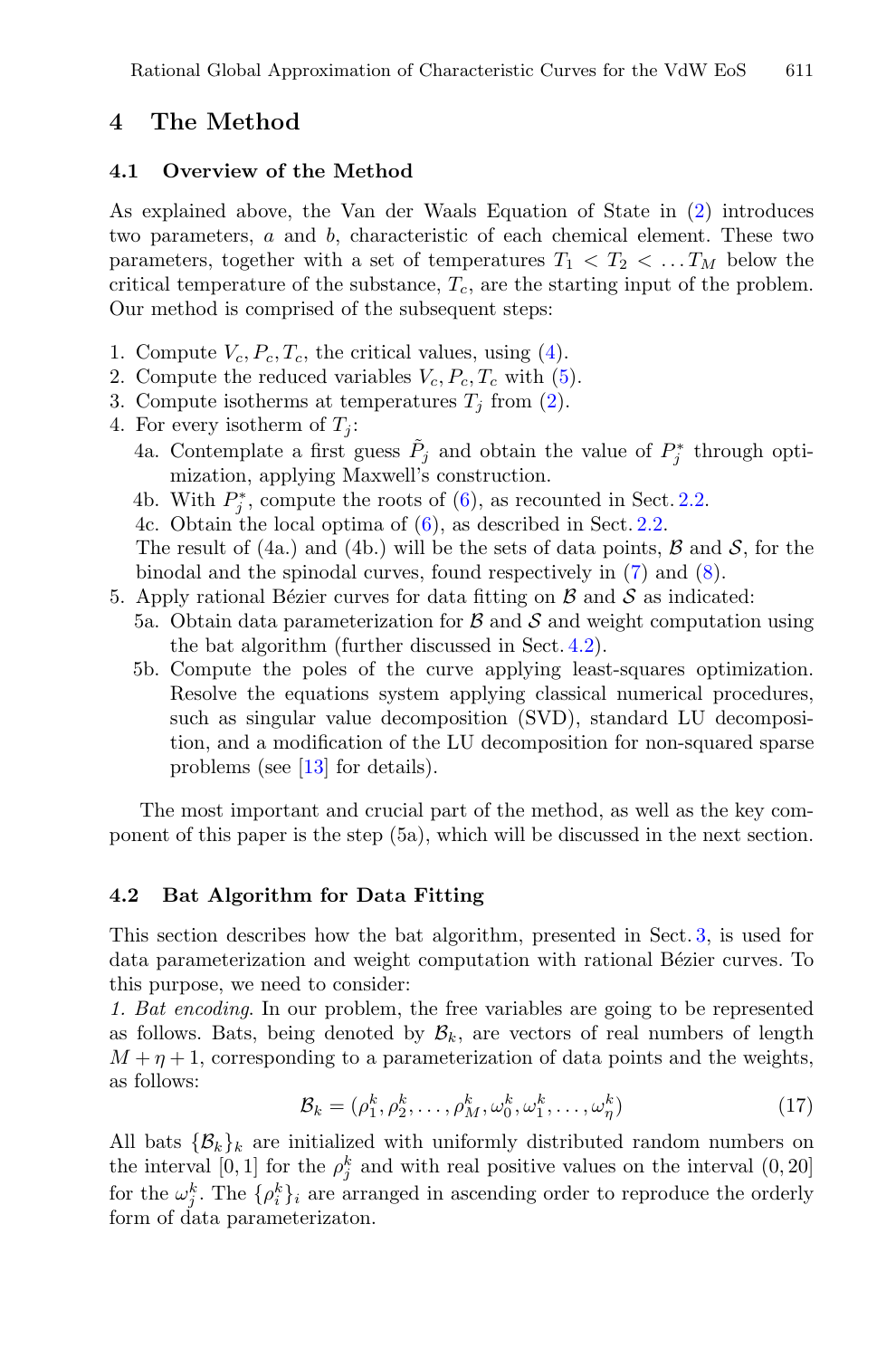## 4 The Method

### 4.1 Overview of the Method

As explained above, the Van der Waals Equation of State in (2) introduces two parameters, $a$ and $b$, characteristic of each chemical element. These two parameters, together with a set of temperatures $T_1 < T_2 < \ldots T_M$ below the critical temperature of the substance, $T_c$, are the starting input of the problem. Our method is comprised of the subsequent steps:

1. Compute $V_c, P_c, T_c$, the critical values, using (4).
2. Compute the reduced variables $V_c, P_c, T_c$ with (5).
3. Compute isotherms at temperatures $T_j$ from (2).
4. For every isotherm of $T_j$:
   4a. Contemplate a first guess $\tilde{P}_j$ and obtain the value of $P_j^*$ through optimization, applying Maxwell's construction.
   4b. With $P_j^*$, compute the roots of (6), as recounted in Sect. 2.2.
   4c. Obtain the local optima of (6), as described in Sect. 2.2.
   The result of (4a.) and (4b.) will be the sets of data points, $\mathcal{B}$ and $\mathcal{S}$, for the binodal and the spinodal curves, found respectively in (7) and (8).
5. Apply rational Bézier curves for data fitting on $\mathcal{B}$ and $\mathcal{S}$ as indicated:
   5a. Obtain data parameterization for $\mathcal{B}$ and $\mathcal{S}$ and weight computation using the bat algorithm (further discussed in Sect. 4.2).
   5b. Compute the poles of the curve applying least-squares optimization. Resolve the equations system applying classical numerical procedures, such as singular value decomposition (SVD), standard LU decomposition, and a modification of the LU decomposition for non-squared sparse problems (see [13] for details).

The most important and crucial part of the method, as well as the key component of this paper is the step (5a), which will be discussed in the next section.

### 4.2 Bat Algorithm for Data Fitting

This section describes how the bat algorithm, presented in Sect. 3, is used for data parameterization and weight computation with rational Bézier curves. To this purpose, we need to consider:

*1. Bat encoding*. In our problem, the free variables are going to be represented as follows. Bats, being denoted by $\mathcal{B}_k$, are vectors of real numbers of length $M + \eta + 1$, corresponding to a parameterization of data points and the weights, as follows:

$$\mathcal{B}_k = (\rho_1^k, \rho_2^k, \ldots, \rho_M^k, \omega_0^k, \omega_1^k, \ldots, \omega_\eta^k) \tag{17}$$

All bats $\{\mathcal{B}_k\}_k$ are initialized with uniformly distributed random numbers on the interval $[0, 1]$ for the $\rho_j^k$ and with real positive values on the interval $(0, 20]$ for the $\omega_j^k$. The $\{\rho_i^k\}_i$ are arranged in ascending order to reproduce the orderly form of data parameterizaton.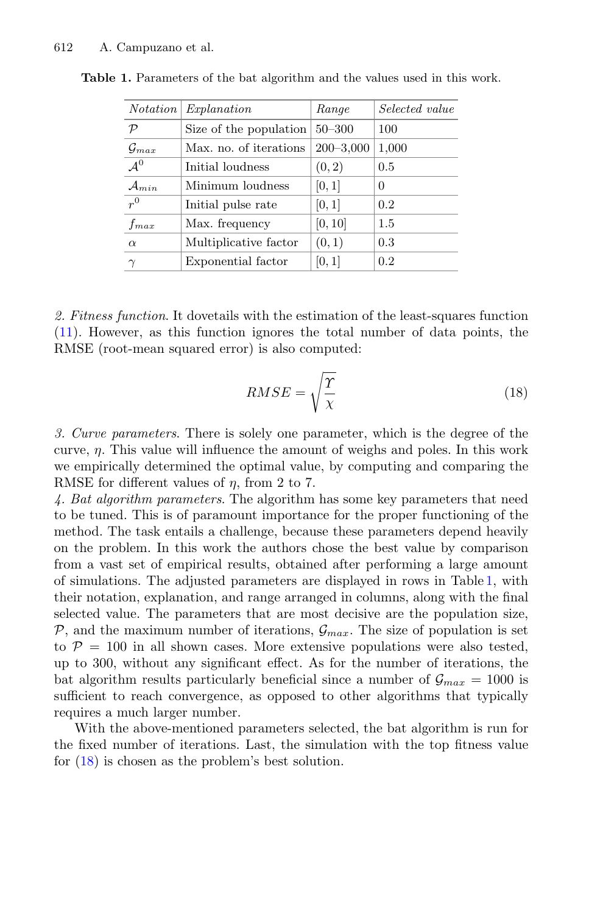**Table 1.** Parameters of the bat algorithm and the values used in this work.

| *Notation* | *Explanation* | *Range* | *Selected value* |
|---|---|---|---|
| $\mathcal{P}$ | Size of the population | 50–300 | 100 |
| $\mathcal{G}_{max}$ | Max. no. of iterations | 200–3,000 | 1,000 |
| $\mathcal{A}^0$ | Initial loudness | $(0, 2)$ | 0.5 |
| $\mathcal{A}_{min}$ | Minimum loudness | $[0, 1]$ | 0 |
| $r^0$ | Initial pulse rate | $[0, 1]$ | 0.2 |
| $f_{max}$ | Max. frequency | $[0, 10]$ | 1.5 |
| $\alpha$ | Multiplicative factor | $(0, 1)$ | 0.3 |
| $\gamma$ | Exponential factor | $[0, 1]$ | 0.2 |

*2. Fitness function*. It dovetails with the estimation of the least-squares function (11). However, as this function ignores the total number of data points, the RMSE (root-mean squared error) is also computed:

$$RMSE = \sqrt{\frac{\Upsilon}{\chi}} \tag{18}$$

*3. Curve parameters*. There is solely one parameter, which is the degree of the curve, $\eta$. This value will influence the amount of weighs and poles. In this work we empirically determined the optimal value, by computing and comparing the RMSE for different values of $\eta$, from 2 to 7.

*4. Bat algorithm parameters*. The algorithm has some key parameters that need to be tuned. This is of paramount importance for the proper functioning of the method. The task entails a challenge, because these parameters depend heavily on the problem. In this work the authors chose the best value by comparison from a vast set of empirical results, obtained after performing a large amount of simulations. The adjusted parameters are displayed in rows in Table 1, with their notation, explanation, and range arranged in columns, along with the final selected value. The parameters that are most decisive are the population size, $\mathcal{P}$, and the maximum number of iterations, $\mathcal{G}_{max}$. The size of population is set to $\mathcal{P} = 100$ in all shown cases. More extensive populations were also tested, up to 300, without any significant effect. As for the number of iterations, the bat algorithm results particularly beneficial since a number of $\mathcal{G}_{max} = 1000$ is sufficient to reach convergence, as opposed to other algorithms that typically requires a much larger number.

With the above-mentioned parameters selected, the bat algorithm is run for the fixed number of iterations. Last, the simulation with the top fitness value for (18) is chosen as the problem's best solution.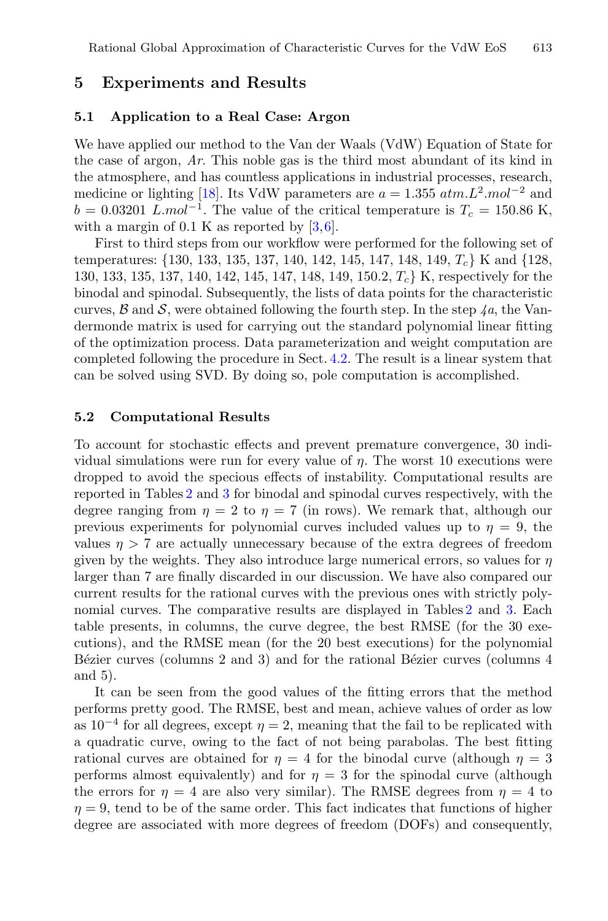## 5 Experiments and Results

### 5.1 Application to a Real Case: Argon

We have applied our method to the Van der Waals (VdW) Equation of State for the case of argon, *Ar*. This noble gas is the third most abundant of its kind in the atmosphere, and has countless applications in industrial processes, research, medicine or lighting [18]. Its VdW parameters are $a = 1.355\ atm.L^2.mol^{-2}$ and $b = 0.03201\ L.mol^{-1}$. The value of the critical temperature is $T_c = 150.86$ K, with a margin of 0.1 K as reported by [3,6].

First to third steps from our workflow were performed for the following set of temperatures: {130, 133, 135, 137, 140, 142, 145, 147, 148, 149, $T_c$} K and {128, 130, 133, 135, 137, 140, 142, 145, 147, 148, 149, 150.2, $T_c$} K, respectively for the binodal and spinodal. Subsequently, the lists of data points for the characteristic curves, $\mathcal{B}$ and $\mathcal{S}$, were obtained following the fourth step. In the step *4a*, the Vandermonde matrix is used for carrying out the standard polynomial linear fitting of the optimization process. Data parameterization and weight computation are completed following the procedure in Sect. 4.2. The result is a linear system that can be solved using SVD. By doing so, pole computation is accomplished.

### 5.2 Computational Results

To account for stochastic effects and prevent premature convergence, 30 individual simulations were run for every value of $\eta$. The worst 10 executions were dropped to avoid the specious effects of instability. Computational results are reported in Tables 2 and 3 for binodal and spinodal curves respectively, with the degree ranging from $\eta = 2$ to $\eta = 7$ (in rows). We remark that, although our previous experiments for polynomial curves included values up to $\eta = 9$, the values $\eta > 7$ are actually unnecessary because of the extra degrees of freedom given by the weights. They also introduce large numerical errors, so values for $\eta$ larger than 7 are finally discarded in our discussion. We have also compared our current results for the rational curves with the previous ones with strictly polynomial curves. The comparative results are displayed in Tables 2 and 3. Each table presents, in columns, the curve degree, the best RMSE (for the 30 executions), and the RMSE mean (for the 20 best executions) for the polynomial Bézier curves (columns 2 and 3) and for the rational Bézier curves (columns 4 and 5).

It can be seen from the good values of the fitting errors that the method performs pretty good. The RMSE, best and mean, achieve values of order as low as $10^{-4}$ for all degrees, except $\eta = 2$, meaning that the fail to be replicated with a quadratic curve, owing to the fact of not being parabolas. The best fitting rational curves are obtained for $\eta = 4$ for the binodal curve (although $\eta = 3$ performs almost equivalently) and for $\eta = 3$ for the spinodal curve (although the errors for $\eta = 4$ are also very similar). The RMSE degrees from $\eta = 4$ to $\eta = 9$, tend to be of the same order. This fact indicates that functions of higher degree are associated with more degrees of freedom (DOFs) and consequently,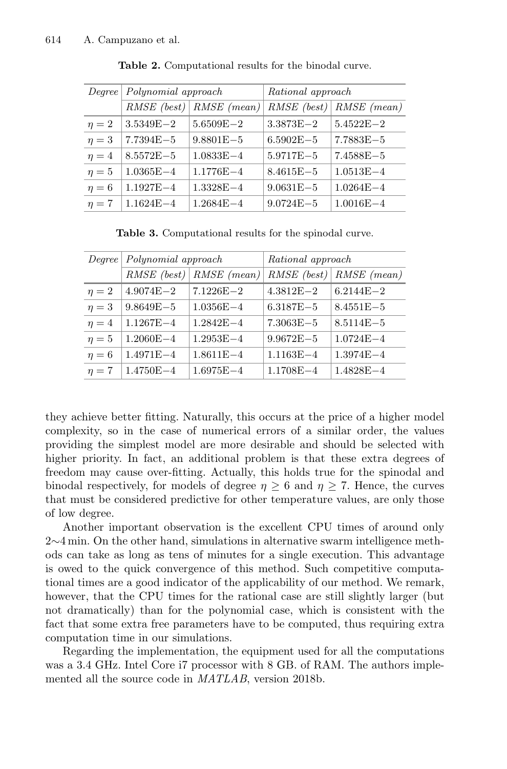**Table 2.** Computational results for the binodal curve.

| *Degree* | *Polynomial approach* | | *Rational approach* | |
|---|---|---|---|---|
| | *RMSE (best)* | *RMSE (mean)* | *RMSE (best)* | *RMSE (mean)* |
| $\eta = 2$ | 3.5349E−2 | 5.6509E−2 | 3.3873E−2 | 5.4522E−2 |
| $\eta = 3$ | 7.7394E−5 | 9.8801E−5 | 6.5902E−5 | 7.7883E−5 |
| $\eta = 4$ | 8.5572E−5 | 1.0833E−4 | 5.9717E−5 | 7.4588E−5 |
| $\eta = 5$ | 1.0365E−4 | 1.1776E−4 | 8.4615E−5 | 1.0513E−4 |
| $\eta = 6$ | 1.1927E−4 | 1.3328E−4 | 9.0631E−5 | 1.0264E−4 |
| $\eta = 7$ | 1.1624E−4 | 1.2684E−4 | 9.0724E−5 | 1.0016E−4 |

**Table 3.** Computational results for the spinodal curve.

| *Degree* | *Polynomial approach* | | *Rational approach* | |
|---|---|---|---|---|
| | *RMSE (best)* | *RMSE (mean)* | *RMSE (best)* | *RMSE (mean)* |
| $\eta = 2$ | 4.9074E−2 | 7.1226E−2 | 4.3812E−2 | 6.2144E−2 |
| $\eta = 3$ | 9.8649E−5 | 1.0356E−4 | 6.3187E−5 | 8.4551E−5 |
| $\eta = 4$ | 1.1267E−4 | 1.2842E−4 | 7.3063E−5 | 8.5114E−5 |
| $\eta = 5$ | 1.2060E−4 | 1.2953E−4 | 9.9672E−5 | 1.0724E−4 |
| $\eta = 6$ | 1.4971E−4 | 1.8611E−4 | 1.1163E−4 | 1.3974E−4 |
| $\eta = 7$ | 1.4750E−4 | 1.6975E−4 | 1.1708E−4 | 1.4828E−4 |

they achieve better fitting. Naturally, this occurs at the price of a higher model complexity, so in the case of numerical errors of a similar order, the values providing the simplest model are more desirable and should be selected with higher priority. In fact, an additional problem is that these extra degrees of freedom may cause over-fitting. Actually, this holds true for the spinodal and binodal respectively, for models of degree $\eta \geq 6$ and $\eta \geq 7$. Hence, the curves that must be considered predictive for other temperature values, are only those of low degree.

Another important observation is the excellent CPU times of around only 2∼4 min. On the other hand, simulations in alternative swarm intelligence methods can take as long as tens of minutes for a single execution. This advantage is owed to the quick convergence of this method. Such competitive computational times are a good indicator of the applicability of our method. We remark, however, that the CPU times for the rational case are still slightly larger (but not dramatically) than for the polynomial case, which is consistent with the fact that some extra free parameters have to be computed, thus requiring extra computation time in our simulations.

Regarding the implementation, the equipment used for all the computations was a 3.4 GHz. Intel Core i7 processor with 8 GB. of RAM. The authors implemented all the source code in *MATLAB*, version 2018b.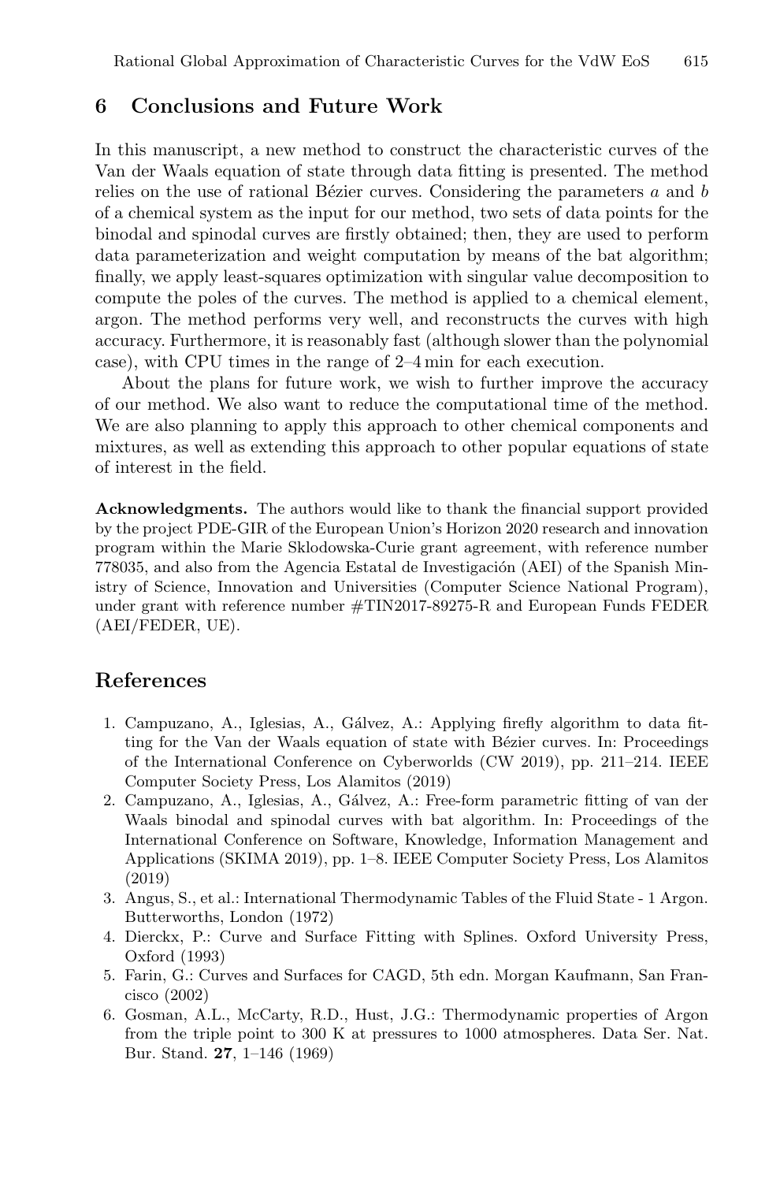## 6 Conclusions and Future Work

In this manuscript, a new method to construct the characteristic curves of the Van der Waals equation of state through data fitting is presented. The method relies on the use of rational Bézier curves. Considering the parameters $a$ and $b$ of a chemical system as the input for our method, two sets of data points for the binodal and spinodal curves are firstly obtained; then, they are used to perform data parameterization and weight computation by means of the bat algorithm; finally, we apply least-squares optimization with singular value decomposition to compute the poles of the curves. The method is applied to a chemical element, argon. The method performs very well, and reconstructs the curves with high accuracy. Furthermore, it is reasonably fast (although slower than the polynomial case), with CPU times in the range of 2–4 min for each execution.

About the plans for future work, we wish to further improve the accuracy of our method. We also want to reduce the computational time of the method. We are also planning to apply this approach to other chemical components and mixtures, as well as extending this approach to other popular equations of state of interest in the field.

**Acknowledgments.** The authors would like to thank the financial support provided by the project PDE-GIR of the European Union's Horizon 2020 research and innovation program within the Marie Sklodowska-Curie grant agreement, with reference number 778035, and also from the Agencia Estatal de Investigación (AEI) of the Spanish Ministry of Science, Innovation and Universities (Computer Science National Program), under grant with reference number #TIN2017-89275-R and European Funds FEDER (AEI/FEDER, UE).

## References

1. Campuzano, A., Iglesias, A., Gálvez, A.: Applying firefly algorithm to data fitting for the Van der Waals equation of state with Bézier curves. In: Proceedings of the International Conference on Cyberworlds (CW 2019), pp. 211–214. IEEE Computer Society Press, Los Alamitos (2019)
2. Campuzano, A., Iglesias, A., Gálvez, A.: Free-form parametric fitting of van der Waals binodal and spinodal curves with bat algorithm. In: Proceedings of the International Conference on Software, Knowledge, Information Management and Applications (SKIMA 2019), pp. 1–8. IEEE Computer Society Press, Los Alamitos (2019)
3. Angus, S., et al.: International Thermodynamic Tables of the Fluid State - 1 Argon. Butterworths, London (1972)
4. Dierckx, P.: Curve and Surface Fitting with Splines. Oxford University Press, Oxford (1993)
5. Farin, G.: Curves and Surfaces for CAGD, 5th edn. Morgan Kaufmann, San Francisco (2002)
6. Gosman, A.L., McCarty, R.D., Hust, J.G.: Thermodynamic properties of Argon from the triple point to 300 K at pressures to 1000 atmospheres. Data Ser. Nat. Bur. Stand. **27**, 1–146 (1969)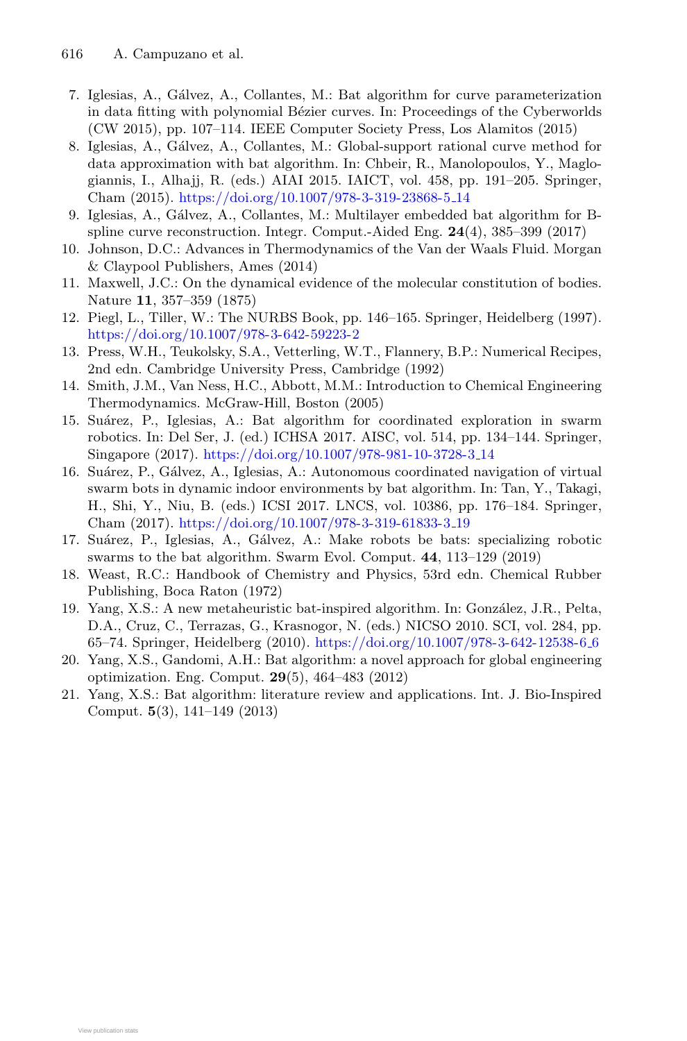7. Iglesias, A., Gálvez, A., Collantes, M.: Bat algorithm for curve parameterization in data fitting with polynomial Bézier curves. In: Proceedings of the Cyberworlds (CW 2015), pp. 107–114. IEEE Computer Society Press, Los Alamitos (2015)
8. Iglesias, A., Gálvez, A., Collantes, M.: Global-support rational curve method for data approximation with bat algorithm. In: Chbeir, R., Manolopoulos, Y., Maglogiannis, I., Alhajj, R. (eds.) AIAI 2015. IAICT, vol. 458, pp. 191–205. Springer, Cham (2015). https://doi.org/10.1007/978-3-319-23868-5_14
9. Iglesias, A., Gálvez, A., Collantes, M.: Multilayer embedded bat algorithm for B-spline curve reconstruction. Integr. Comput.-Aided Eng. **24**(4), 385–399 (2017)
10. Johnson, D.C.: Advances in Thermodynamics of the Van der Waals Fluid. Morgan & Claypool Publishers, Ames (2014)
11. Maxwell, J.C.: On the dynamical evidence of the molecular constitution of bodies. Nature **11**, 357–359 (1875)
12. Piegl, L., Tiller, W.: The NURBS Book, pp. 146–165. Springer, Heidelberg (1997). https://doi.org/10.1007/978-3-642-59223-2
13. Press, W.H., Teukolsky, S.A., Vetterling, W.T., Flannery, B.P.: Numerical Recipes, 2nd edn. Cambridge University Press, Cambridge (1992)
14. Smith, J.M., Van Ness, H.C., Abbott, M.M.: Introduction to Chemical Engineering Thermodynamics. McGraw-Hill, Boston (2005)
15. Suárez, P., Iglesias, A.: Bat algorithm for coordinated exploration in swarm robotics. In: Del Ser, J. (ed.) ICHSA 2017. AISC, vol. 514, pp. 134–144. Springer, Singapore (2017). https://doi.org/10.1007/978-981-10-3728-3_14
16. Suárez, P., Gálvez, A., Iglesias, A.: Autonomous coordinated navigation of virtual swarm bots in dynamic indoor environments by bat algorithm. In: Tan, Y., Takagi, H., Shi, Y., Niu, B. (eds.) ICSI 2017. LNCS, vol. 10386, pp. 176–184. Springer, Cham (2017). https://doi.org/10.1007/978-3-319-61833-3_19
17. Suárez, P., Iglesias, A., Gálvez, A.: Make robots be bats: specializing robotic swarms to the bat algorithm. Swarm Evol. Comput. **44**, 113–129 (2019)
18. Weast, R.C.: Handbook of Chemistry and Physics, 53rd edn. Chemical Rubber Publishing, Boca Raton (1972)
19. Yang, X.S.: A new metaheuristic bat-inspired algorithm. In: González, J.R., Pelta, D.A., Cruz, C., Terrazas, G., Krasnogor, N. (eds.) NICSO 2010. SCI, vol. 284, pp. 65–74. Springer, Heidelberg (2010). https://doi.org/10.1007/978-3-642-12538-6_6
20. Yang, X.S., Gandomi, A.H.: Bat algorithm: a novel approach for global engineering optimization. Eng. Comput. **29**(5), 464–483 (2012)
21. Yang, X.S.: Bat algorithm: literature review and applications. Int. J. Bio-Inspired Comput. **5**(3), 141–149 (2013)